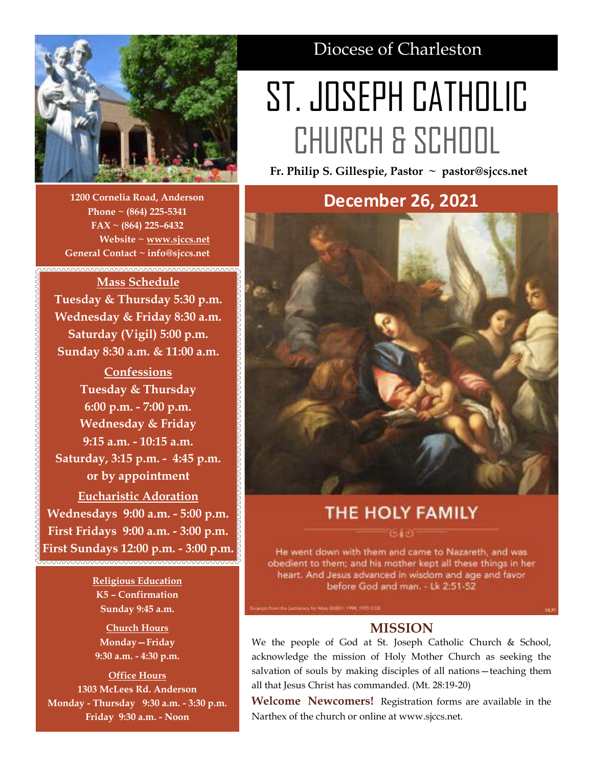Diocese of Charleston

# ST. JOSEPH CATHOLIC CHURCH & SCHOOL

**Fr. Philip S. Gillespie, Pastor ~ pastor@sjccs.net**

**1200 Cornelia Road, Anderson**
**Phone ~ (864) 225-5341**
**FAX ~ (864) 225-6432**
**Website ~ www.sjccs.net**
**General Contact ~ info@sjccs.net**

**Mass Schedule**
**Tuesday & Thursday 5:30 p.m.**
**Wednesday & Friday 8:30 a.m.**
**Saturday (Vigil) 5:00 p.m.**
**Sunday 8:30 a.m. & 11:00 a.m.**

**Confessions**
**Tuesday & Thursday**
**6:00 p.m. - 7:00 p.m.**
**Wednesday & Friday**
**9:15 a.m. - 10:15 a.m.**
**Saturday, 3:15 p.m. - 4:45 p.m.**
**or by appointment**

**Eucharistic Adoration**
**Wednesdays 9:00 a.m. - 5:00 p.m.**
**First Fridays 9:00 a.m. - 3:00 p.m.**
**First Sundays 12:00 p.m. - 3:00 p.m.**

**Religious Education**
**K5 – Confirmation**
**Sunday 9:45 a.m.**

**Church Hours**
**Monday—Friday**
**9:30 a.m. - 4:30 p.m.**

**Office Hours**
**1303 McLees Rd. Anderson**
**Monday - Thursday 9:30 a.m. - 3:30 p.m.**
**Friday 9:30 a.m. - Noon**

## December 26, 2021

### THE HOLY FAMILY

He went down with them and came to Nazareth, and was obedient to them; and his mother kept all these things in her heart. And Jesus advanced in wisdom and age and favor before God and man. - Lk 2:51-52

## MISSION

We the people of God at St. Joseph Catholic Church & School, acknowledge the mission of Holy Mother Church as seeking the salvation of souls by making disciples of all nations—teaching them all that Jesus Christ has commanded. (Mt. 28:19-20)

**Welcome Newcomers!** Registration forms are available in the Narthex of the church or online at www.sjccs.net.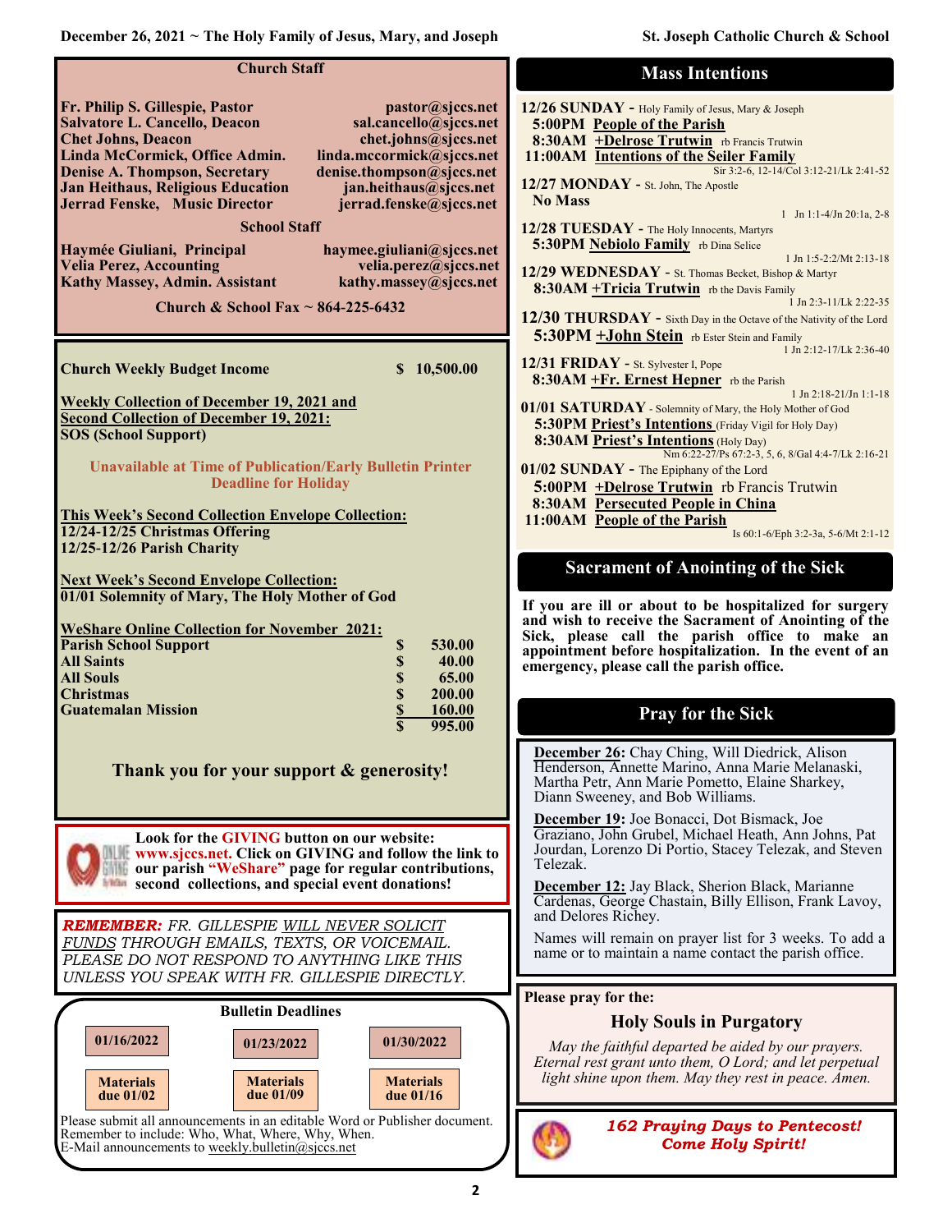## Church Staff

| | |
|---|---|
| **Fr. Philip S. Gillespie, Pastor** | **pastor@sjccs.net** |
| **Salvatore L. Cancello, Deacon** | **sal.cancello@sjccs.net** |
| **Chet Johns, Deacon** | **chet.johns@sjccs.net** |
| **Linda McCormick, Office Admin.** | **linda.mccormick@sjccs.net** |
| **Denise A. Thompson, Secretary** | **denise.thompson@sjccs.net** |
| **Jan Heithaus, Religious Education** | **jan.heithaus@sjccs.net** |
| **Jerrad Fenske, Music Director** | **jerrad.fenske@sjccs.net** |

## School Staff

| | |
|---|---|
| **Haymée Giuliani, Principal** | **haymee.giuliani@sjccs.net** |
| **Velia Perez, Accounting** | **velia.perez@sjccs.net** |
| **Kathy Massey, Admin. Assistant** | **kathy.massey@sjccs.net** |

**Church & School Fax ~ 864-225-6432**

**Church Weekly Budget Income** **$ 10,500.00**

**Weekly Collection of December 19, 2021 and**
**Second Collection of December 19, 2021:**
**SOS (School Support)**

**Unavailable at Time of Publication/Early Bulletin Printer Deadline for Holiday**

**This Week's Second Collection Envelope Collection:**
**12/24-12/25 Christmas Offering**
**12/25-12/26 Parish Charity**

**Next Week's Second Envelope Collection:**
**01/01 Solemnity of Mary, The Holy Mother of God**

**WeShare Online Collection for November 2021:**

| | |
|---|---|
| **Parish School Support** | **$ 530.00** |
| **All Saints** | **$ 40.00** |
| **All Souls** | **$ 65.00** |
| **Christmas** | **$ 200.00** |
| **Guatemalan Mission** | **$ 160.00** |
| | **$ 995.00** |

**Thank you for your support & generosity!**

**Look for the GIVING button on our website: www.sjccs.net. Click on GIVING and follow the link to our parish "WeShare" page for regular contributions, second collections, and special event donations!**

***REMEMBER:*** *FR. GILLESPIE WILL NEVER SOLICIT FUNDS THROUGH EMAILS, TEXTS, OR VOICEMAIL. PLEASE DO NOT RESPOND TO ANYTHING LIKE THIS UNLESS YOU SPEAK WITH FR. GILLESPIE DIRECTLY.*

## Bulletin Deadlines

| 01/16/2022 | 01/23/2022 | 01/30/2022 |
|---|---|---|
| Materials due 01/02 | Materials due 01/09 | Materials due 01/16 |

Please submit all announcements in an editable Word or Publisher document.
Remember to include: Who, What, Where, Why, When.
E-Mail announcements to weekly.bulletin@sjccs.net

## Mass Intentions

**12/26 SUNDAY -** Holy Family of Jesus, Mary & Joseph
**5:00PM People of the Parish**
**8:30AM +Delrose Trutwin** rb Francis Trutwin
**11:00AM Intentions of the Seiler Family**
Sir 3:2-6, 12-14/Col 3:12-21/Lk 2:41-52

**12/27 MONDAY -** St. John, The Apostle
**No Mass**
1 Jn 1:1-4/Jn 20:1a, 2-8

**12/28 TUESDAY -** The Holy Innocents, Martyrs
**5:30PM Nebiolo Family** rb Dina Selice
1 Jn 1:5-2:2/Mt 2:13-18

**12/29 WEDNESDAY -** St. Thomas Becket, Bishop & Martyr
**8:30AM +Tricia Trutwin** rb the Davis Family
1 Jn 2:3-11/Lk 2:22-35

**12/30 THURSDAY -** Sixth Day in the Octave of the Nativity of the Lord
**5:30PM +John Stein** rb Ester Stein and Family
1 Jn 2:12-17/Lk 2:36-40

**12/31 FRIDAY -** St. Sylvester I, Pope
**8:30AM +Fr. Ernest Hepner** rb the Parish
1 Jn 2:18-21/Jn 1:1-18

**01/01 SATURDAY** - Solemnity of Mary, the Holy Mother of God
**5:30PM Priest's Intentions** (Friday Vigil for Holy Day)
**8:30AM Priest's Intentions** (Holy Day)
Nm 6:22-27/Ps 67:2-3, 5, 6, 8/Gal 4:4-7/Lk 2:16-21

**01/02 SUNDAY -** The Epiphany of the Lord
**5:00PM +Delrose Trutwin** rb Francis Trutwin
**8:30AM Persecuted People in China**
**11:00AM People of the Parish**
Is 60:1-6/Eph 3:2-3a, 5-6/Mt 2:1-12

## Sacrament of Anointing of the Sick

**If you are ill or about to be hospitalized for surgery and wish to receive the Sacrament of Anointing of the Sick, please call the parish office to make an appointment before hospitalization. In the event of an emergency, please call the parish office.**

## Pray for the Sick

**December 26:** Chay Ching, Will Diedrick, Alison Henderson, Annette Marino, Anna Marie Melanaski, Martha Petr, Ann Marie Pometto, Elaine Sharkey, Diann Sweeney, and Bob Williams.

**December 19:** Joe Bonacci, Dot Bismack, Joe Graziano, John Grubel, Michael Heath, Ann Johns, Pat Jourdan, Lorenzo Di Portio, Stacey Telezak, and Steven Telezak.

**December 12:** Jay Black, Sherion Black, Marianne Cardenas, George Chastain, Billy Ellison, Frank Lavoy, and Delores Richey.

Names will remain on prayer list for 3 weeks. To add a name or to maintain a name contact the parish office.

**Please pray for the:**

### Holy Souls in Purgatory

*May the faithful departed be aided by our prayers. Eternal rest grant unto them, O Lord; and let perpetual light shine upon them. May they rest in peace. Amen.*

***162 Praying Days to Pentecost! Come Holy Spirit!***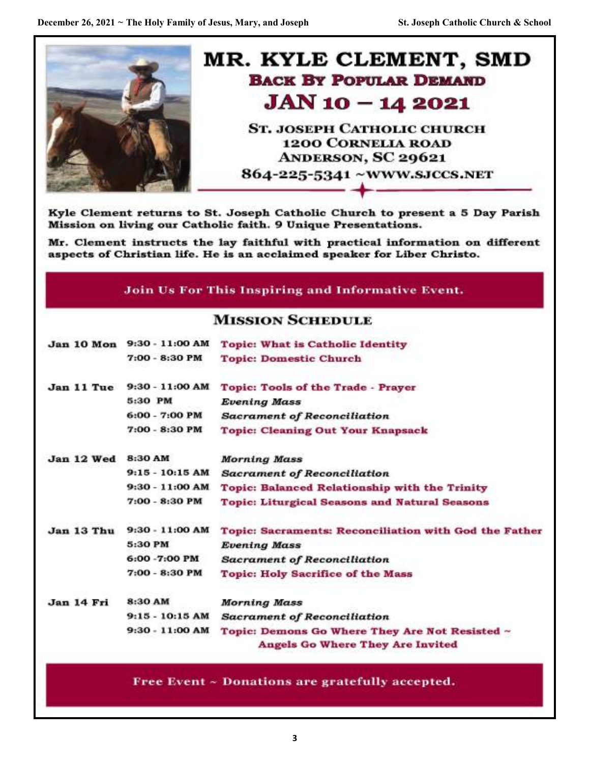# MR. KYLE CLEMENT, SMD

## BACK BY POPULAR DEMAND

## JAN 10 – 14 2021

ST. JOSEPH CATHOLIC CHURCH
1200 CORNELIA ROAD
ANDERSON, SC 29621
864-225-5341 ~WWW.SJCCS.NET

**Kyle Clement returns to St. Joseph Catholic Church to present a 5 Day Parish Mission on living our Catholic faith. 9 Unique Presentations.**

**Mr. Clement instructs the lay faithful with practical information on different aspects of Christian life. He is an acclaimed speaker for Liber Christo.**

**Join Us For This Inspiring and Informative Event.**

## MISSION SCHEDULE

| Day | Time | Event |
|---|---|---|
| **Jan 10 Mon** | 9:30 - 11:00 AM | **Topic: What is Catholic Identity** |
| | 7:00 - 8:30 PM | **Topic: Domestic Church** |
| **Jan 11 Tue** | 9:30 - 11:00 AM | **Topic: Tools of the Trade - Prayer** |
| | 5:30 PM | *Evening Mass* |
| | 6:00 - 7:00 PM | *Sacrament of Reconciliation* |
| | 7:00 - 8:30 PM | **Topic: Cleaning Out Your Knapsack** |
| **Jan 12 Wed** | 8:30 AM | *Morning Mass* |
| | 9:15 - 10:15 AM | *Sacrament of Reconciliation* |
| | 9:30 - 11:00 AM | **Topic: Balanced Relationship with the Trinity** |
| | 7:00 - 8:30 PM | **Topic: Liturgical Seasons and Natural Seasons** |
| **Jan 13 Thu** | 9:30 - 11:00 AM | **Topic: Sacraments: Reconciliation with God the Father** |
| | 5:30 PM | *Evening Mass* |
| | 6:00 -7:00 PM | *Sacrament of Reconciliation* |
| | 7:00 - 8:30 PM | **Topic: Holy Sacrifice of the Mass** |
| **Jan 14 Fri** | 8:30 AM | *Morning Mass* |
| | 9:15 - 10:15 AM | *Sacrament of Reconciliation* |
| | 9:30 - 11:00 AM | **Topic: Demons Go Where They Are Not Resisted ~ Angels Go Where They Are Invited** |

**Free Event ~ Donations are gratefully accepted.**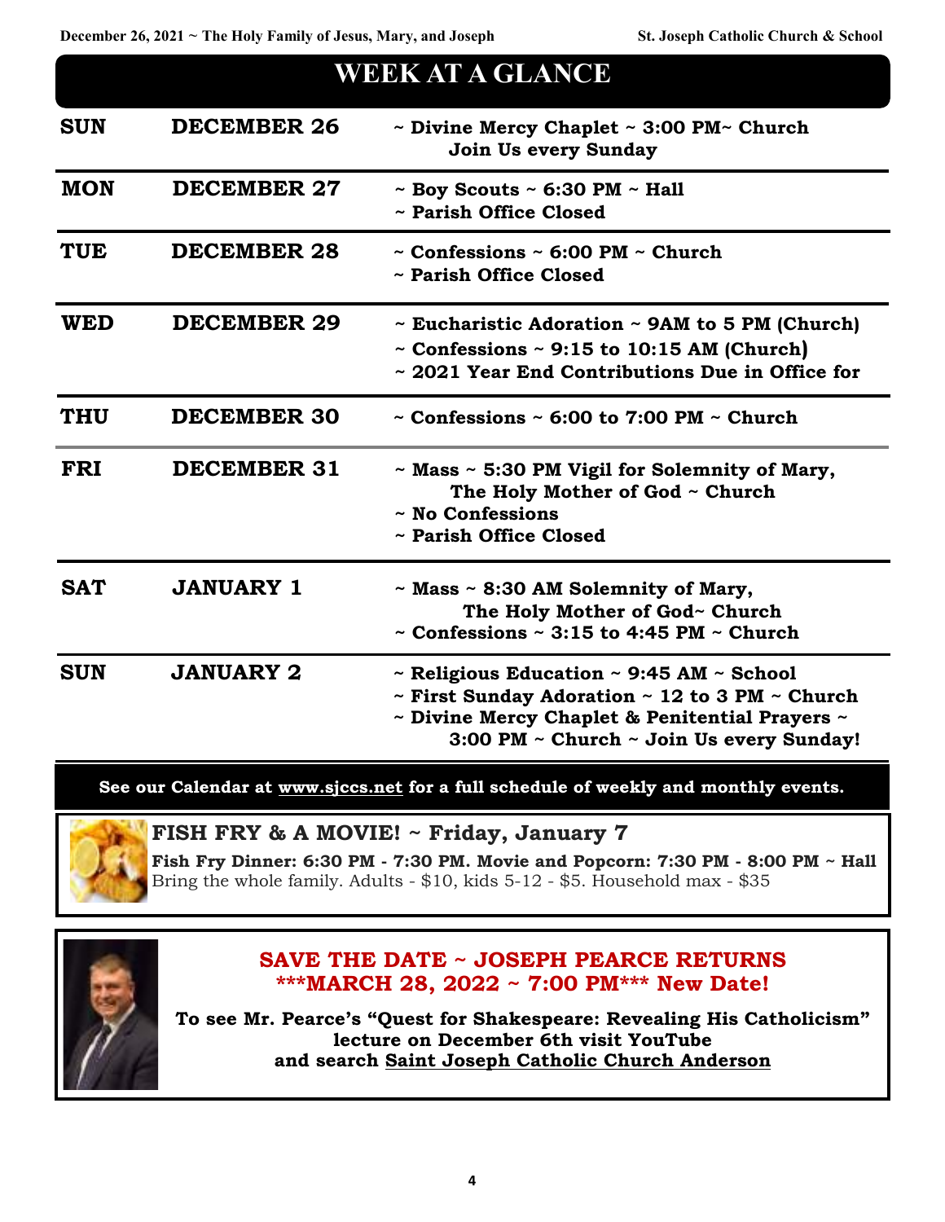# WEEK AT A GLANCE

| | | |
|---|---|---|
| **SUN** | **DECEMBER 26** | **~ Divine Mercy Chaplet ~ 3:00 PM~ Church Join Us every Sunday** |
| **MON** | **DECEMBER 27** | **~ Boy Scouts ~ 6:30 PM ~ Hall**<br>**~ Parish Office Closed** |
| **TUE** | **DECEMBER 28** | **~ Confessions ~ 6:00 PM ~ Church**<br>**~ Parish Office Closed** |
| **WED** | **DECEMBER 29** | **~ Eucharistic Adoration ~ 9AM to 5 PM (Church)**<br>**~ Confessions ~ 9:15 to 10:15 AM (Church)**<br>**~ 2021 Year End Contributions Due in Office for** |
| **THU** | **DECEMBER 30** | **~ Confessions ~ 6:00 to 7:00 PM ~ Church** |
| **FRI** | **DECEMBER 31** | **~ Mass ~ 5:30 PM Vigil for Solemnity of Mary, The Holy Mother of God ~ Church**<br>**~ No Confessions**<br>**~ Parish Office Closed** |
| **SAT** | **JANUARY 1** | **~ Mass ~ 8:30 AM Solemnity of Mary, The Holy Mother of God~ Church**<br>**~ Confessions ~ 3:15 to 4:45 PM ~ Church** |
| **SUN** | **JANUARY 2** | **~ Religious Education ~ 9:45 AM ~ School**<br>**~ First Sunday Adoration ~ 12 to 3 PM ~ Church**<br>**~ Divine Mercy Chaplet & Penitential Prayers ~ 3:00 PM ~ Church ~ Join Us every Sunday!** |

**See our Calendar at www.sjccs.net for a full schedule of weekly and monthly events.**

## FISH FRY & A MOVIE! ~ Friday, January 7

**Fish Fry Dinner: 6:30 PM - 7:30 PM. Movie and Popcorn: 7:30 PM - 8:00 PM ~ Hall**

Bring the whole family. Adults - $10, kids 5-12 - $5. Household max - $35

## SAVE THE DATE ~ JOSEPH PEARCE RETURNS

## ***MARCH 28, 2022 ~ 7:00 PM*** New Date!

**To see Mr. Pearce's "Quest for Shakespeare: Revealing His Catholicism" lecture on December 6th visit YouTube and search Saint Joseph Catholic Church Anderson**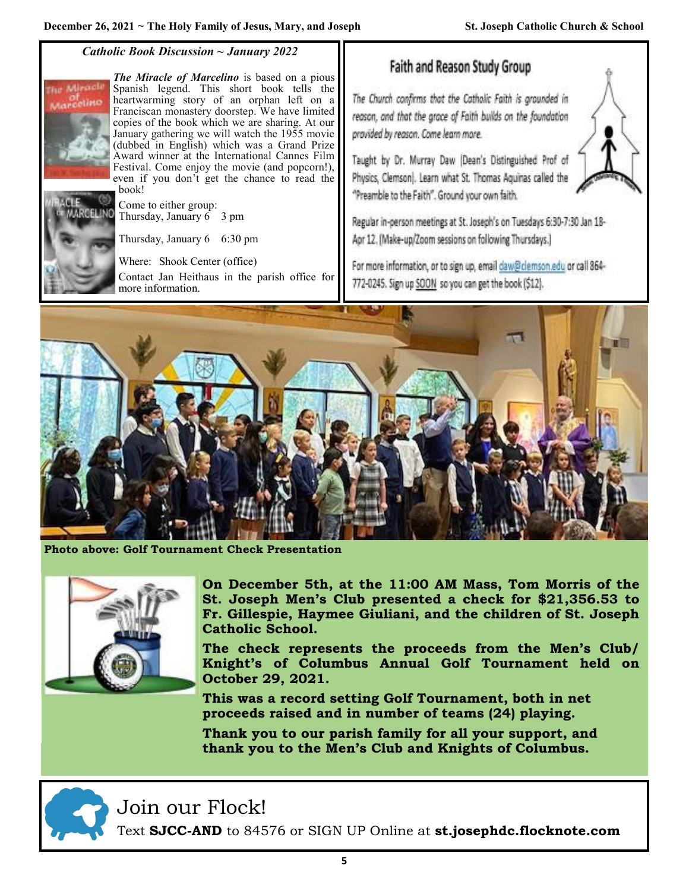### *Catholic Book Discussion ~ January 2022*

***The Miracle of Marcelino*** is based on a pious Spanish legend. This short book tells the heartwarming story of an orphan left on a Franciscan monastery doorstep. We have limited copies of the book which we are sharing. At our January gathering we will watch the 1955 movie (dubbed in English) which was a Grand Prize Award winner at the International Cannes Film Festival. Come enjoy the movie (and popcorn!), even if you don't get the chance to read the book!

Come to either group:
Thursday, January 6   3 pm

Thursday, January 6   6:30 pm

Where: Shook Center (office)

Contact Jan Heithaus in the parish office for more information.

## Faith and Reason Study Group

*The Church confirms that the Catholic Faith is grounded in reason, and that the grace of Faith builds on the foundation provided by reason. Come learn more.*

Taught by Dr. Murray Daw (Dean's Distinguished Prof of Physics, Clemson). Learn what St. Thomas Aquinas called the "Preamble to the Faith". Ground your own faith.

Regular in-person meetings at St. Joseph's on Tuesdays 6:30-7:30 Jan 18-Apr 12. (Make-up/Zoom sessions on following Thursdays.)

For more information, or to sign up, email daw@clemson.edu or call 864-772-0245. Sign up SOON so you can get the book ($12).

**Photo above: Golf Tournament Check Presentation**

**On December 5th, at the 11:00 AM Mass, Tom Morris of the St. Joseph Men's Club presented a check for $21,356.53 to Fr. Gillespie, Haymee Giuliani, and the children of St. Joseph Catholic School.**

**The check represents the proceeds from the Men's Club/ Knight's of Columbus Annual Golf Tournament held on October 29, 2021.**

**This was a record setting Golf Tournament, both in net proceeds raised and in number of teams (24) playing.**

**Thank you to our parish family for all your support, and thank you to the Men's Club and Knights of Columbus.**

## Join our Flock!

Text **SJCC-AND** to 84576 or SIGN UP Online at **st.josephdc.flocknote.com**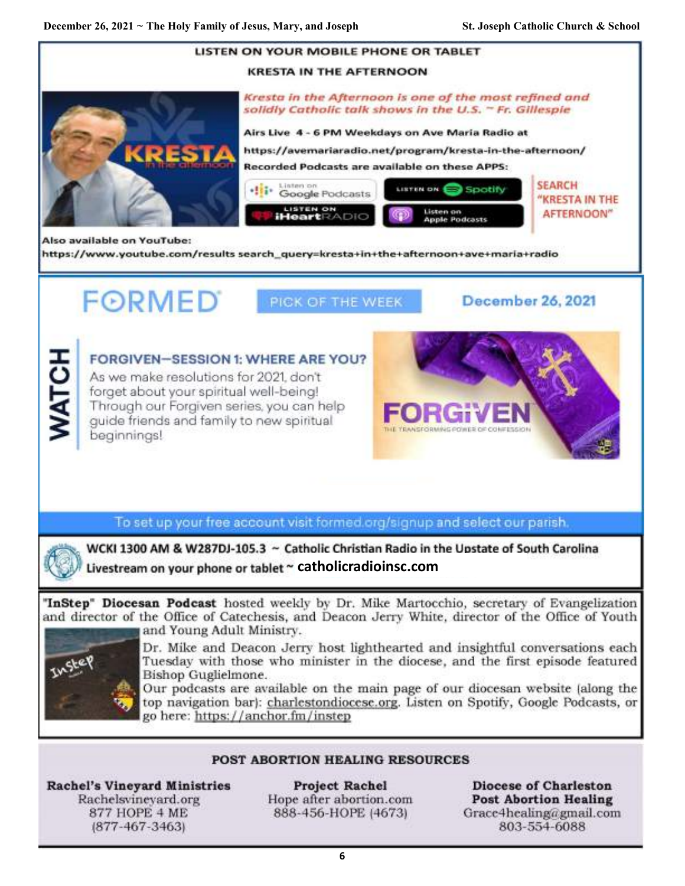## LISTEN ON YOUR MOBILE PHONE OR TABLET

### KRESTA IN THE AFTERNOON

*Kresta in the Afternoon is one of the most refined and solidly Catholic talk shows in the U.S. ~ Fr. Gillespie*

**Airs Live 4 - 6 PM Weekdays on Ave Maria Radio at**

**https://avemariaradio.net/program/kresta-in-the-afternoon/**

**Recorded Podcasts are available on these APPS:**

Listen on Google Podcasts | Listen on Spotify | Listen on iHeartRADIO | Listen on Apple Podcasts

SEARCH "KRESTA IN THE AFTERNOON"

**Also available on YouTube:**

**https://www.youtube.com/results search_query=kresta+in+the+afternoon+ave+maria+radio**

---

## FORMED — PICK OF THE WEEK — December 26, 2021

**WATCH**

### FORGIVEN—SESSION 1: WHERE ARE YOU?

As we make resolutions for 2021, don't forget about your spiritual well-being! Through our Forgiven series, you can help guide friends and family to new spiritual beginnings!

FORGIVEN — THE TRANSFORMING POWER OF CONFESSION

To set up your free account visit formed.org/signup and select our parish.

---

**WCKI 1300 AM & W287DJ-105.3 ~ Catholic Christian Radio in the Upstate of South Carolina**

**Livestream on your phone or tablet ~ catholicradioinsc.com**

---

**"InStep" Diocesan Podcast** hosted weekly by Dr. Mike Martocchio, secretary of Evangelization and director of the Office of Catechesis, and Deacon Jerry White, director of the Office of Youth and Young Adult Ministry.

Dr. Mike and Deacon Jerry host lighthearted and insightful conversations each Tuesday with those who minister in the diocese, and the first episode featured Bishop Guglielmone.

Our podcasts are available on the main page of our diocesan website (along the top navigation bar): charlestondiocese.org. Listen on Spotify, Google Podcasts, or go here: https://anchor.fm/instep

---

## POST ABORTION HEALING RESOURCES

**Rachel's Vineyard Ministries**
Rachelsvineyard.org
877 HOPE 4 ME
(877-467-3463)

**Project Rachel**
Hope after abortion.com
888-456-HOPE (4673)

**Diocese of Charleston Post Abortion Healing**
Grace4healing@gmail.com
803-554-6088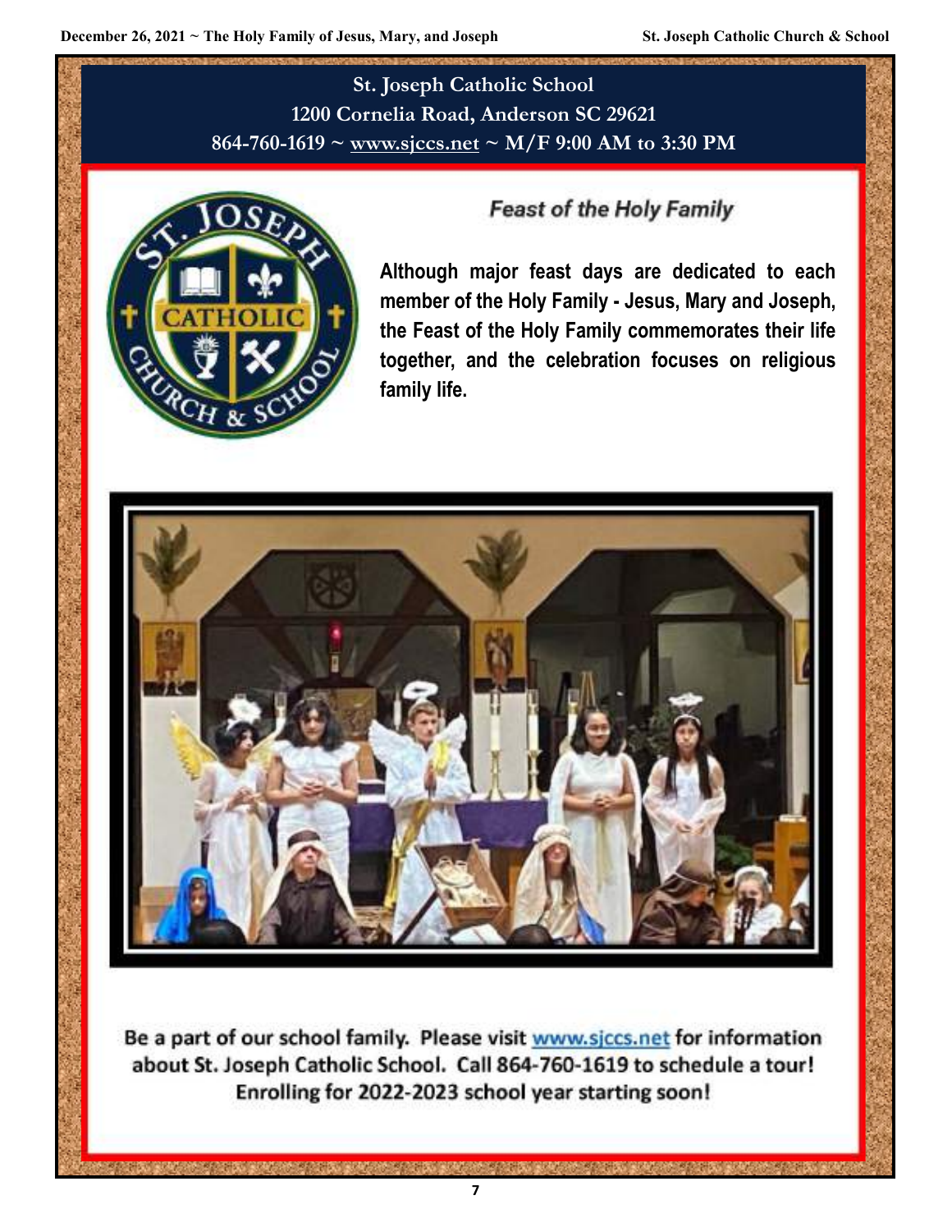**St. Joseph Catholic School**
**1200 Cornelia Road, Anderson SC 29621**
**864-760-1619 ~ www.sjccs.net ~ M/F 9:00 AM to 3:30 PM**

## *Feast of the Holy Family*

**Although major feast days are dedicated to each member of the Holy Family - Jesus, Mary and Joseph, the Feast of the Holy Family commemorates their life together, and the celebration focuses on religious family life.**

**Be a part of our school family. Please visit www.sjccs.net for information about St. Joseph Catholic School. Call 864-760-1619 to schedule a tour! Enrolling for 2022-2023 school year starting soon!**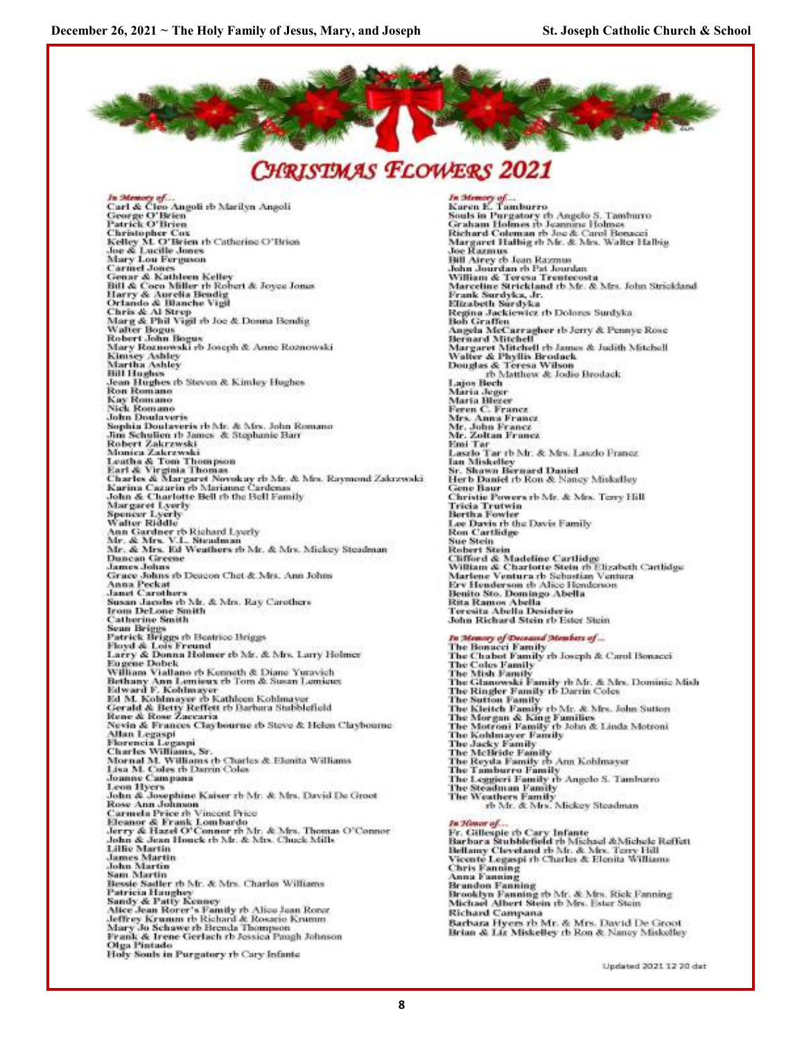# CHRISTMAS FLOWERS 2021

*In Memory of…*

**Carl & Cleo Angoli** rb Marilyn Angoli
**George O'Brien**
**Patrick O'Brien**
**Christopher Cox**
**Kelley M. O'Brien** rb Catherine O'Brien
**Joe & Lucille Jones**
**Mary Lou Ferguson**
**Carmel Jones**
**Genar & Kathleen Kelley**
**Bill & Coco Miller** rb Robert & Joyce Jones
**Harry & Aurelia Bendig**
**Orlando & Blanche Vigil**
**Chris & Al Strep**
**Marg & Phil Vigil** rb Joe & Donna Bendig
**Walter Bogus**
**Robert John Bogus**
**Mary Roznowski** rb Joseph & Anne Roznowski
**Kimsey Ashley**
**Martha Ashley**
**Bill Hughes**
**Jean Hughes** rb Steven & Kimley Hughes
**Ron Romano**
**Kay Romano**
**Nick Romano**
**John Doulaveris**
**Sophia Doulaveris** rb Mr. & Mrs. John Romano
**Jim Schulien** rb James & Stephanie Barr
**Robert Zakrzwski**
**Monica Zakrzwski**
**Leatha & Tom Thompson**
**Earl & Virginia Thomas**
**Charles & Margaret Novokay** rb Mr. & Mrs. Raymond Zakrzwski
**Karina Cazarin** rb Marianne Cardenas
**John & Charlotte Bell** rb the Bell Family
**Margaret Lyerly**
**Spencer Lyerly**
**Walter Riddle**
**Ann Gardner** rb Richard Lyerly
**Mr. & Mrs. V.L. Steadman**
**Mr. & Mrs. Ed Weathers** rb Mr. & Mrs. Mickey Steadman
**Duncan Greene**
**James Johns**
**Grace Johns** rb Deacon Chet & Mrs. Ann Johns
**Anna Peckat**
**Janet Carothers**
**Susan Jacobs** rb Mr. & Mrs. Ray Carothers
**Irom DeLone Smith**
**Catherine Smith**
**Sean Briggs**
**Patrick Briggs** rb Beatrice Briggs
**Floyd & Lois Freund**
**Larry & Donna Holmer** rb Mr. & Mrs. Larry Holmer
**Eugene Dobek**
**William Viallano** rb Kenneth & Diane Yuravich
**Bethany Ann Lemieux** rb Tom & Susan Lemieux
**Edward F. Kohlmayer**
**Ed M. Kohlmayer** rb Kathleen Kohlmayer
**Gerald & Betty Reffett** rb Barbara Stubblefield
**Rene & Rose Zaccaria**
**Nevin & Frances Claybourne** rb Steve & Helen Claybourne
**Allan Legaspi**
**Florencia Legaspi**
**Charles Williams, Sr.**
**Mornal M. Williams** rb Charles & Elenita Williams
**Lisa M. Coles** rb Darrin Coles
**Joanne Campana**
**Leon Hyers**
**John & Josephine Kaiser** rb Mr. & Mrs. David De Groot
**Rose Ann Johnson**
**Carmela Price** rb Vincent Price
**Eleanor & Frank Lombardo**
**Jerry & Hazel O'Connor** rb Mr. & Mrs. Thomas O'Connor
**John & Jean Houck** rb Mr. & Mrs. Chuck Mills
**Lillie Martin**
**James Martin**
**John Martin**
**Sam Martin**
**Bessie Sadler** rb Mr. & Mrs. Charles Williams
**Patricia Haughey**
**Sandy & Patty Kenney**
**Alice Jean Rorer's Family** rb Alice Jean Rorer
**Jeffrey Krumm** rb Richard & Rosario Krumm
**Mary Jo Schawe** rb Brenda Thompson
**Frank & Irene Gerlach** rb Jessica Paugh Johnson
**Olga Pintado**
**Holy Souls in Purgatory** rb Cary Infante

*In Memory of…*

**Karen E. Tamburro**
**Souls in Purgatory** rb Angelo S. Tamburro
**Graham Holmes** rb Jeannine Holmes
**Richard Coleman** rb Joe & Carol Bonacci
**Margaret Halbig** rb Mr. & Mrs. Walter Halbig
**Joe Razmus**
**Bill Airey** rb Jean Razmus
**John Jourdan** rb Pat Jourdan
**William & Teresa Trentecosta**
**Marceline Strickland** rb Mr. & Mrs. John Strickland
**Frank Surdyka, Jr.**
**Elizabeth Surdyka**
**Regina Jackiewicz** rb Dolores Surdyka
**Bob Graffen**
**Angela McCarragher** rb Jerry & Pennye Rose
**Bernard Mitchell**
**Margaret Mitchell** rb James & Judith Mitchell
**Walter & Phyllis Brodack**
**Douglas & Teresa Wilson** rb Matthew & Jodie Brodack
**Lajos Bech**
**Maria Jeger**
**Maria Blezer**
**Feren C. Francz**
**Mrs. Anna Francz**
**Mr. John Francz**
**Mr. Zoltan Francz**
**Emi Tar**
**Laszlo Tar** rb Mr. & Mrs. Laszlo Francz
**Ian Miskelley**
**Sr. Shawn Bernard Daniel**
**Herb Daniel** rb Ron & Nancy Miskelley
**Gene Baur**
**Christie Powers** rb Mr. & Mrs. Terry Hill
**Tricia Trutwin**
**Bertha Fowler**
**Lee Davis** rb the Davis Family
**Ron Cartlidge**
**Sue Stein**
**Robert Stein**
**Clifford & Madeline Cartlidge**
**William & Charlotte Stein** rb Elizabeth Cartlidge
**Marlene Ventura** rb Sebastian Ventura
**Erv Henderson** rb Alice Henderson
**Benito Sto. Domingo Abella**
**Rita Ramos Abella**
**Teresita Abella Desiderio**
**John Richard Stein** rb Ester Stein

*In Memory of Deceased Members of…*

**The Bonacci Family**
**The Chabot Family** rb Joseph & Carol Bonacci
**The Coles Family**
**The Mish Family**
**The Glanowski Family** rb Mr. & Mrs. Dominic Mish
**The Ringler Family** rb Darrin Coles
**The Sutton Family**
**The Kleitch Family** rb Mr. & Mrs. John Sutton
**The Morgan & King Families**
**The Motroni Family** rb John & Linda Motroni
**The Kohlmayer Family**
**The Jacky Family**
**The McBride Family**
**The Reyda Family** rb Ann Kohlmayer
**The Tamburro Family**
**The Leggieri Family** rb Angelo S. Tamburro
**The Steadman Family**
**The Weathers Family** rb Mr. & Mrs. Mickey Steadman

*In Honor of…*

**Fr. Gillespie** rb **Cary Infante**
**Barbara Stubblefield** rb Michael & Michele Reffett
**Bellamy Cleveland** rb Mr. & Mrs. Terry Hill
**Vicente Legaspi** rb Charles & Elenita Williams
**Chris Fanning**
**Anna Fanning**
**Brandon Fanning**
**Brooklyn Fanning** rb Mr. & Mrs. Rick Fanning
**Michael Albert Stein** rb Mrs. Ester Stein
**Richard Campana**
**Barbara Hyers** rb Mr. & Mrs. David De Groot
**Brian & Liz Miskelley** rb Ron & Nancy Miskelley

Updated 2021 12 20 dat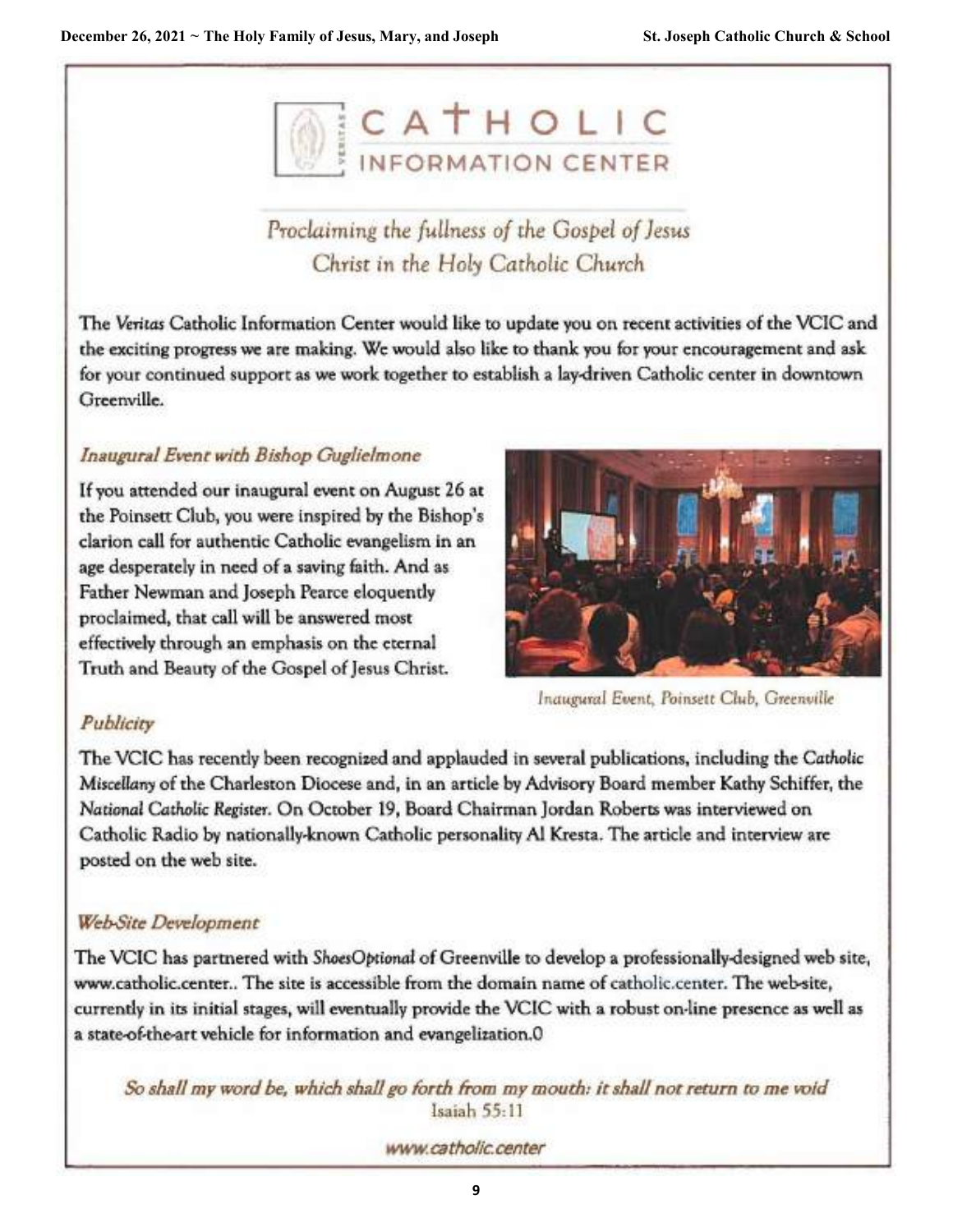# CATHOLIC INFORMATION CENTER

*Proclaiming the fullness of the Gospel of Jesus Christ in the Holy Catholic Church*

The *Veritas* Catholic Information Center would like to update you on recent activities of the VCIC and the exciting progress we are making. We would also like to thank you for your encouragement and ask for your continued support as we work together to establish a lay-driven Catholic center in downtown Greenville.

### *Inaugural Event with Bishop Guglielmone*

If you attended our inaugural event on August 26 at the Poinsett Club, you were inspired by the Bishop's clarion call for authentic Catholic evangelism in an age desperately in need of a saving faith. And as Father Newman and Joseph Pearce eloquently proclaimed, that call will be answered most effectively through an emphasis on the eternal Truth and Beauty of the Gospel of Jesus Christ.

*Inaugural Event, Poinsett Club, Greenville*

### *Publicity*

The VCIC has recently been recognized and applauded in several publications, including the *Catholic Miscellany* of the Charleston Diocese and, in an article by Advisory Board member Kathy Schiffer, the *National Catholic Register*. On October 19, Board Chairman Jordan Roberts was interviewed on Catholic Radio by nationally-known Catholic personality Al Kresta. The article and interview are posted on the web site.

### *Web-Site Development*

The VCIC has partnered with *ShoesOptional* of Greenville to develop a professionally-designed web site, www.catholic.center.. The site is accessible from the domain name of catholic.center. The web-site, currently in its initial stages, will eventually provide the VCIC with a robust on-line presence as well as a state-of-the-art vehicle for information and evangelization.0

*So shall my word be, which shall go forth from my mouth: it shall not return to me void*
Isaiah 55:11

www.catholic.center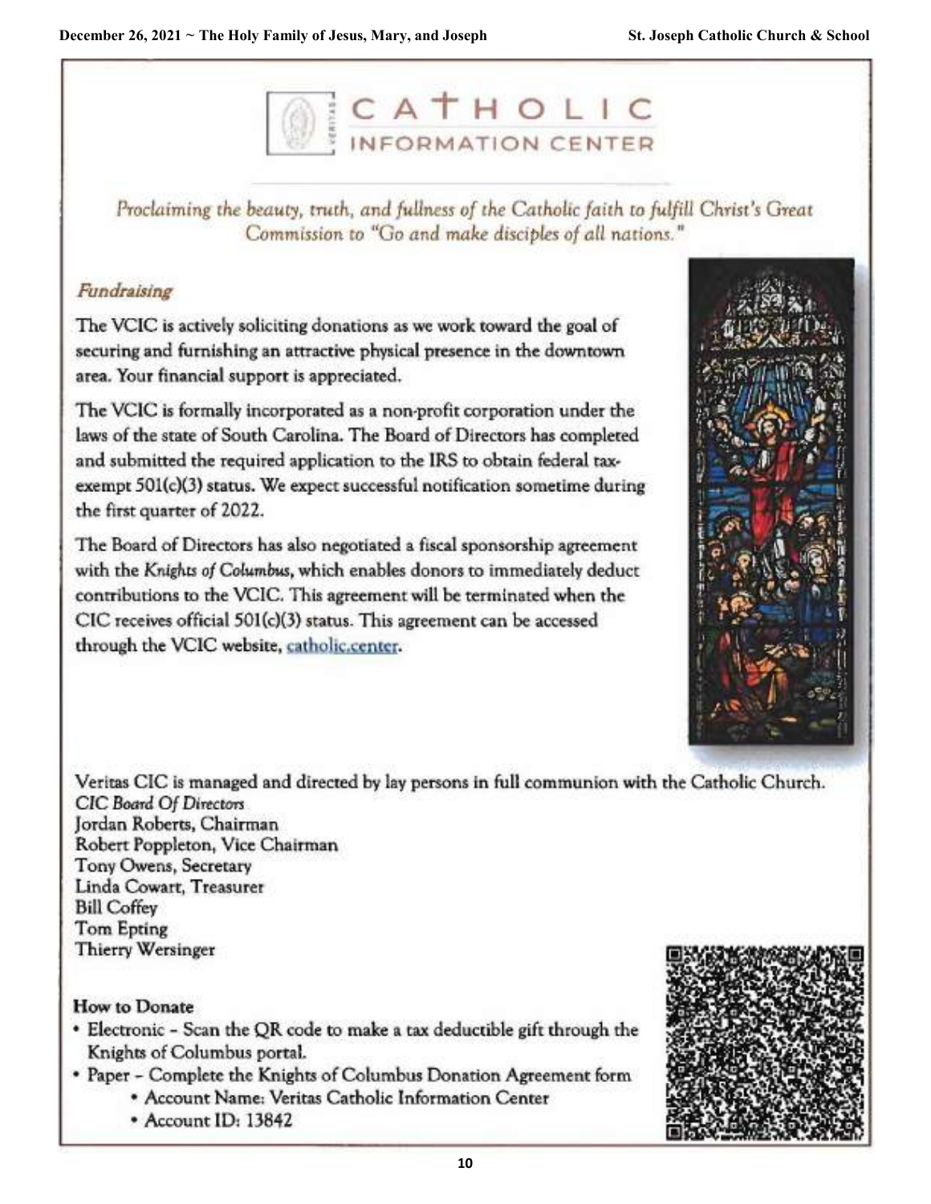# CATHOLIC INFORMATION CENTER

*Proclaiming the beauty, truth, and fullness of the Catholic faith to fulfill Christ's Great Commission to "Go and make disciples of all nations."*

### *Fundraising*

The VCIC is actively soliciting donations as we work toward the goal of securing and furnishing an attractive physical presence in the downtown area. Your financial support is appreciated.

The VCIC is formally incorporated as a non-profit corporation under the laws of the state of South Carolina. The Board of Directors has completed and submitted the required application to the IRS to obtain federal tax-exempt 501(c)(3) status. We expect successful notification sometime during the first quarter of 2022.

The Board of Directors has also negotiated a fiscal sponsorship agreement with the *Knights of Columbus*, which enables donors to immediately deduct contributions to the VCIC. This agreement will be terminated when the CIC receives official 501(c)(3) status. This agreement can be accessed through the VCIC website, catholic.center.

Veritas CIC is managed and directed by lay persons in full communion with the Catholic Church.

*CIC Board Of Directors*

Jordan Roberts, Chairman
Robert Poppleton, Vice Chairman
Tony Owens, Secretary
Linda Cowart, Treasurer
Bill Coffey
Tom Epting
Thierry Wersinger

### How to Donate

- Electronic – Scan the QR code to make a tax deductible gift through the Knights of Columbus portal.
- Paper – Complete the Knights of Columbus Donation Agreement form
  - Account Name: Veritas Catholic Information Center
  - Account ID: 13842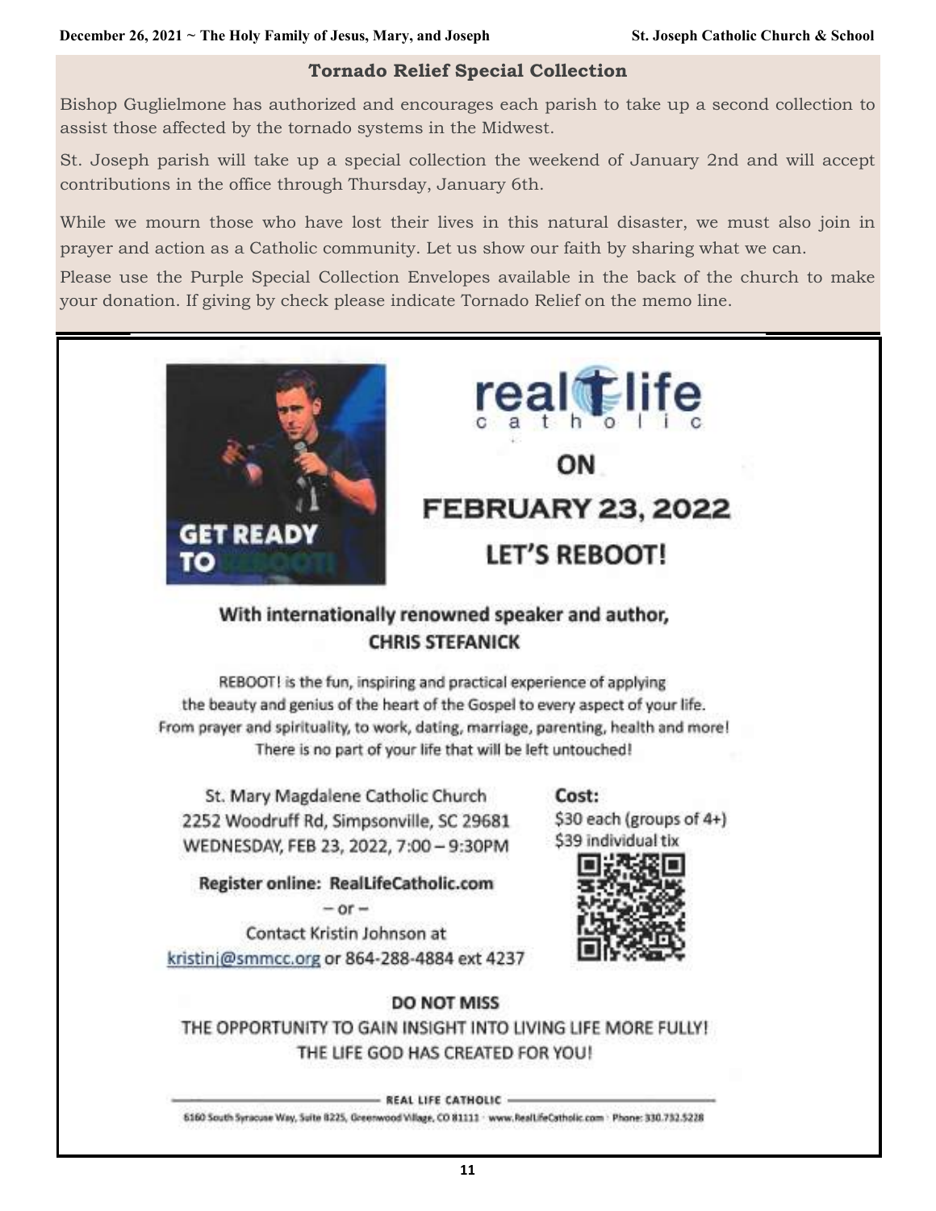## Tornado Relief Special Collection

Bishop Guglielmone has authorized and encourages each parish to take up a second collection to assist those affected by the tornado systems in the Midwest.

St. Joseph parish will take up a special collection the weekend of January 2nd and will accept contributions in the office through Thursday, January 6th.

While we mourn those who have lost their lives in this natural disaster, we must also join in prayer and action as a Catholic community. Let us show our faith by sharing what we can.

Please use the Purple Special Collection Envelopes available in the back of the church to make your donation. If giving by check please indicate Tornado Relief on the memo line.

---

GET READY TO REBOOT!

real life catholic

ON

## FEBRUARY 23, 2022

## LET'S REBOOT!

### With internationally renowned speaker and author, CHRIS STEFANICK

REBOOT! is the fun, inspiring and practical experience of applying the beauty and genius of the heart of the Gospel to every aspect of your life. From prayer and spirituality, to work, dating, marriage, parenting, health and more! There is no part of your life that will be left untouched!

St. Mary Magdalene Catholic Church
2252 Woodruff Rd, Simpsonville, SC 29681
WEDNESDAY, FEB 23, 2022, 7:00 – 9:30PM

**Cost:**
$30 each (groups of 4+)
$39 individual tix

**Register online: RealLifeCatholic.com**

– or –

Contact Kristin Johnson at
kristinj@smmcc.org or 864-288-4884 ext 4237

**DO NOT MISS**

THE OPPORTUNITY TO GAIN INSIGHT INTO LIVING LIFE MORE FULLY!
THE LIFE GOD HAS CREATED FOR YOU!

REAL LIFE CATHOLIC

6160 South Syracuse Way, Suite B225, Greenwood Village, CO 81111 · www.RealLifeCatholic.com · Phone: 330.732.5228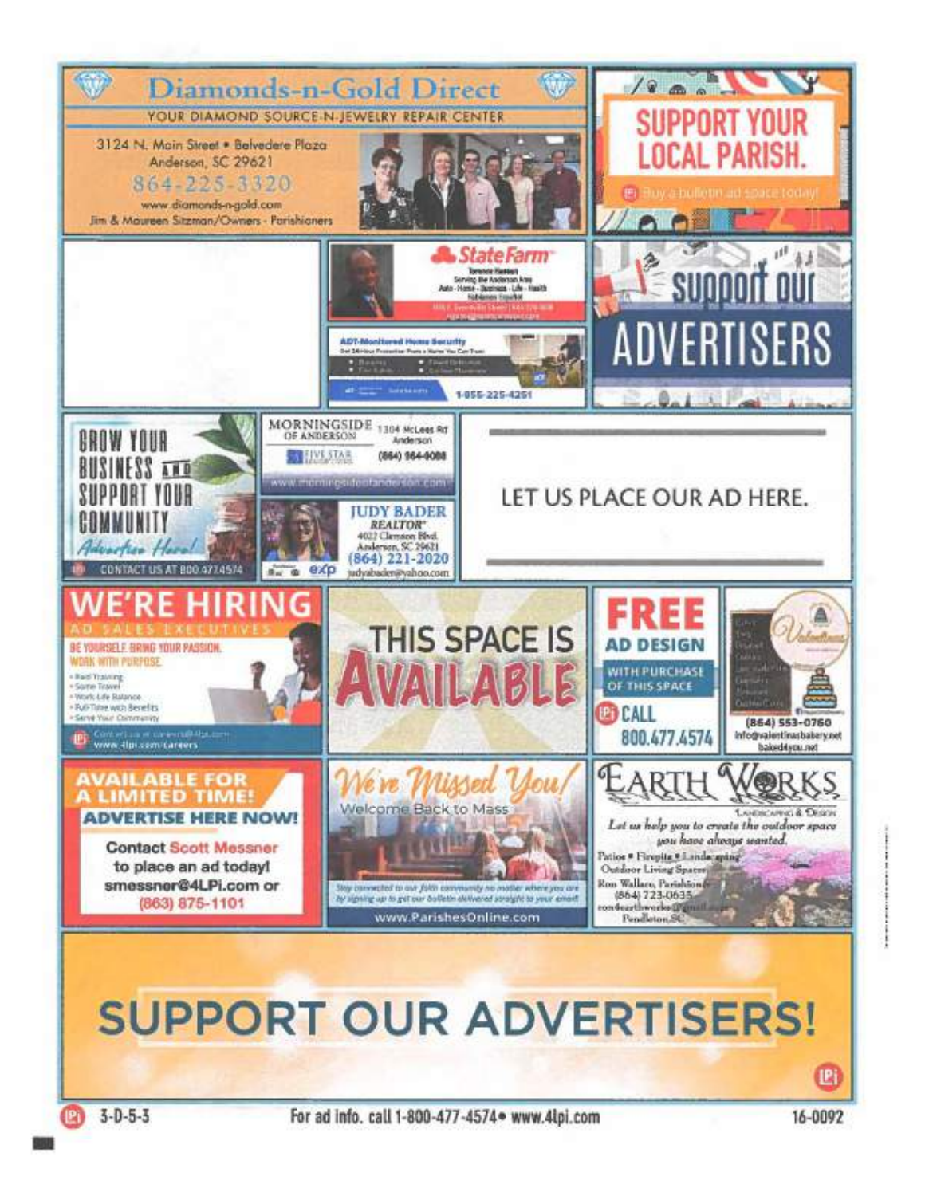## Diamonds-n-Gold Direct

YOUR DIAMOND SOURCE-N-JEWELRY REPAIR CENTER

3124 N. Main Street • Belvedere Plaza
Anderson, SC 29621
864-225-3320
www.diamonds-n-gold.com
Jim & Maureen Sitzman/Owners · Parishioners

## SUPPORT YOUR LOCAL PARISH.

Buy a bulletin ad space today!

## StateFarm

Serving the Anderson Area
Auto · Home · Business · Life · Health

## ADT-Monitored Home Security

1-855-225-4251

## support our ADVERTISERS

## GROW YOUR BUSINESS AND SUPPORT YOUR COMMUNITY

*Advertise Here!*

CONTACT US AT 800.477.4574

## MORNINGSIDE OF ANDERSON

1304 McLees Rd
Anderson
(864) 964-6088
FIVE STAR
www.morningsideofanderson.com

## JUDY BADER

REALTOR®
4022 Clemson Blvd.
Anderson, SC 29621
(864) 221-2020
judyabader@yahoo.com
eXp

LET US PLACE OUR AD HERE.

## WE'RE HIRING

AD SALES EXECUTIVES

BE YOURSELF. BRING YOUR PASSION. WORK WITH PURPOSE.

- Paid Training
- Some Travel
- Work-Life Balance
- Full-Time with Benefits
- Serve Your Community

Contact us at careers@4lpi.com
www.4lpi.com/careers

## THIS SPACE IS AVAILABLE

## FREE AD DESIGN

WITH PURCHASE OF THIS SPACE

CALL 800.477.4574

## Valentina's

(864) 553-0760
info@valentinasbakery.net
bakedayou.net

## AVAILABLE FOR A LIMITED TIME!

**ADVERTISE HERE NOW!**

Contact Scott Messner to place an ad today!
smessner@4LPi.com or
(863) 875-1101

## We've Missed You!

Welcome Back to Mass

Stay connected to our faith community no matter where you are by signing up to get our bulletin delivered straight to your email!

www.ParishesOnline.com

## EARTH WORKS

LANDSCAPING & DESIGN

*Let us help you to create the outdoor space you have always wanted.*

Patios • Firepits • Landscaping
Outdoor Living Spaces
Ron Wallace, Parishioner
(864) 723-0635
ronde@earthworks@gmail.com
Pendleton, SC

## SUPPORT OUR ADVERTISERS!

3-D-5-3

For ad info. call 1-800-477-4574 • www.4lpi.com

16-0092